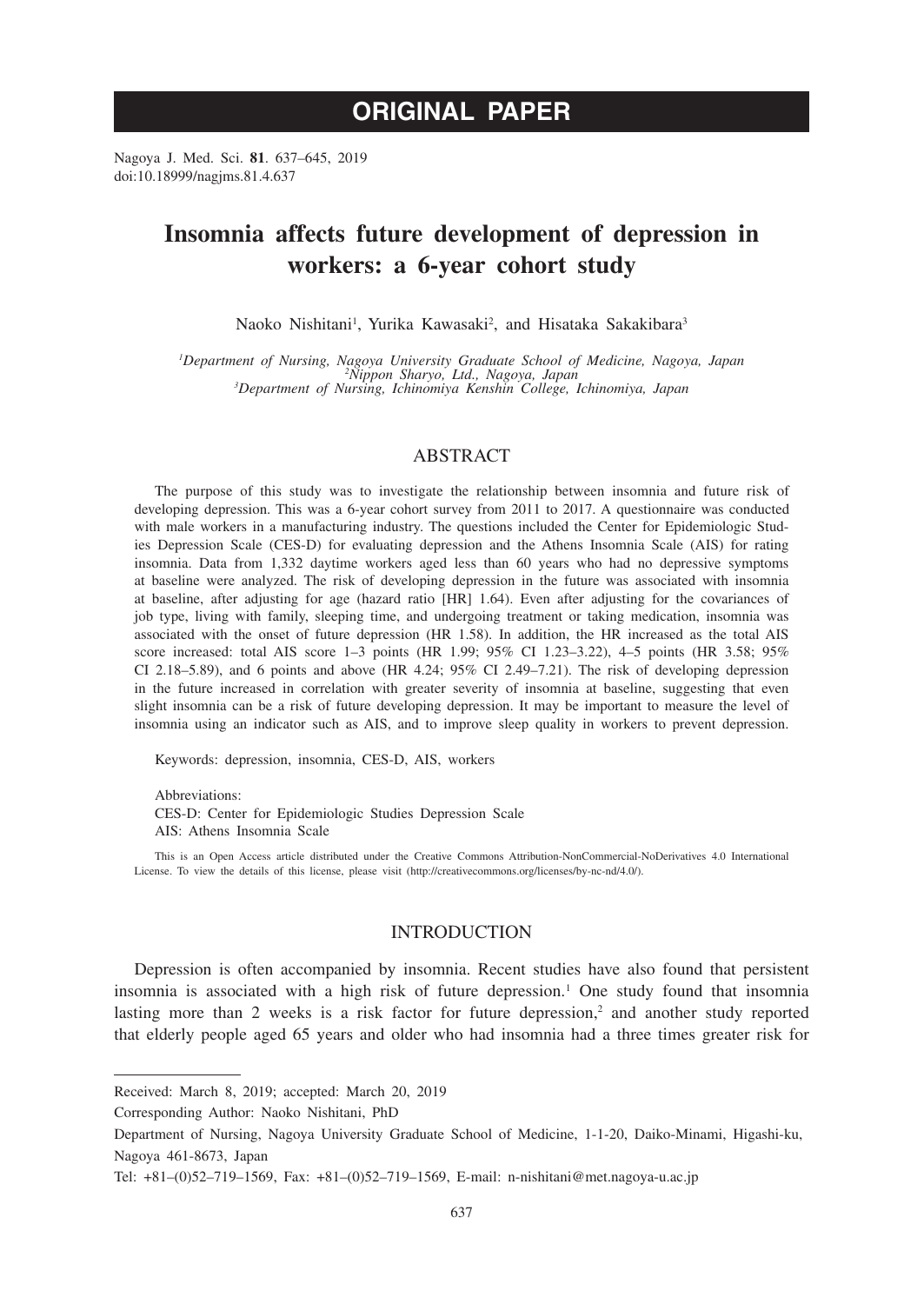# ORIGINAL PAPER

Nagoya J. Med. Sci. **81**. 637–645, 2019
doi:10.18999/nagjms.81.4.637

# Insomnia affects future development of depression in workers: a 6-year cohort study

Naoko Nishitani[1], Yurika Kawasaki[2], and Hisataka Sakakibara[3]

[1]*Department of Nursing, Nagoya University Graduate School of Medicine, Nagoya, Japan*
[2]*Nippon Sharyo, Ltd., Nagoya, Japan*
[3]*Department of Nursing, Ichinomiya Kenshin College, Ichinomiya, Japan*

## ABSTRACT

The purpose of this study was to investigate the relationship between insomnia and future risk of developing depression. This was a 6-year cohort survey from 2011 to 2017. A questionnaire was conducted with male workers in a manufacturing industry. The questions included the Center for Epidemiologic Studies Depression Scale (CES-D) for evaluating depression and the Athens Insomnia Scale (AIS) for rating insomnia. Data from 1,332 daytime workers aged less than 60 years who had no depressive symptoms at baseline were analyzed. The risk of developing depression in the future was associated with insomnia at baseline, after adjusting for age (hazard ratio [HR] 1.64). Even after adjusting for the covariances of job type, living with family, sleeping time, and undergoing treatment or taking medication, insomnia was associated with the onset of future depression (HR 1.58). In addition, the HR increased as the total AIS score increased: total AIS score 1–3 points (HR 1.99; 95% CI 1.23–3.22), 4–5 points (HR 3.58; 95% CI 2.18–5.89), and 6 points and above (HR 4.24; 95% CI 2.49–7.21). The risk of developing depression in the future increased in correlation with greater severity of insomnia at baseline, suggesting that even slight insomnia can be a risk of future developing depression. It may be important to measure the level of insomnia using an indicator such as AIS, and to improve sleep quality in workers to prevent depression.

Keywords: depression, insomnia, CES-D, AIS, workers

Abbreviations:
CES-D: Center for Epidemiologic Studies Depression Scale
AIS: Athens Insomnia Scale

This is an Open Access article distributed under the Creative Commons Attribution-NonCommercial-NoDerivatives 4.0 International License. To view the details of this license, please visit (http://creativecommons.org/licenses/by-nc-nd/4.0/).

## INTRODUCTION

Depression is often accompanied by insomnia. Recent studies have also found that persistent insomnia is associated with a high risk of future depression.[1] One study found that insomnia lasting more than 2 weeks is a risk factor for future depression,[2] and another study reported that elderly people aged 65 years and older who had insomnia had a three times greater risk for

---

Received: March 8, 2019; accepted: March 20, 2019

Corresponding Author: Naoko Nishitani, PhD

Department of Nursing, Nagoya University Graduate School of Medicine, 1-1-20, Daiko-Minami, Higashi-ku, Nagoya 461-8673, Japan

Tel: +81–(0)52–719–1569, Fax: +81–(0)52–719–1569, E-mail: n-nishitani@met.nagoya-u.ac.jp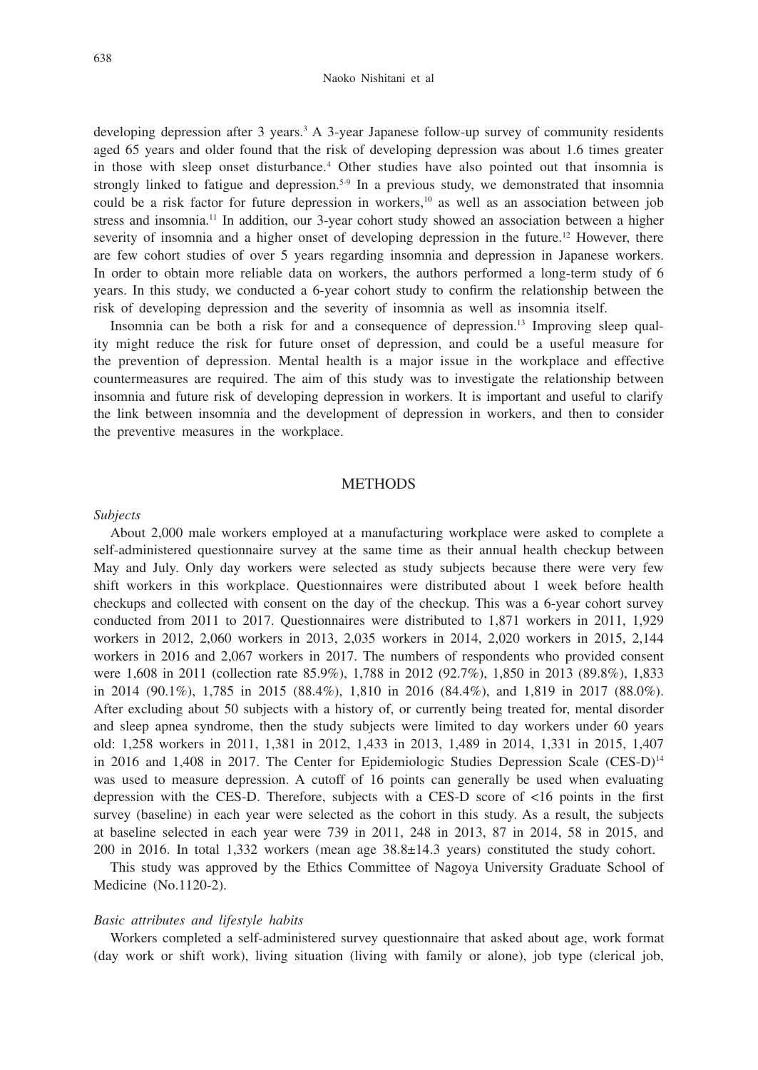developing depression after 3 years.[3] A 3-year Japanese follow-up survey of community residents aged 65 years and older found that the risk of developing depression was about 1.6 times greater in those with sleep onset disturbance.[4] Other studies have also pointed out that insomnia is strongly linked to fatigue and depression.[5-9] In a previous study, we demonstrated that insomnia could be a risk factor for future depression in workers,[10] as well as an association between job stress and insomnia.[11] In addition, our 3-year cohort study showed an association between a higher severity of insomnia and a higher onset of developing depression in the future.[12] However, there are few cohort studies of over 5 years regarding insomnia and depression in Japanese workers. In order to obtain more reliable data on workers, the authors performed a long-term study of 6 years. In this study, we conducted a 6-year cohort study to confirm the relationship between the risk of developing depression and the severity of insomnia as well as insomnia itself.

Insomnia can be both a risk for and a consequence of depression.[13] Improving sleep quality might reduce the risk for future onset of depression, and could be a useful measure for the prevention of depression. Mental health is a major issue in the workplace and effective countermeasures are required. The aim of this study was to investigate the relationship between insomnia and future risk of developing depression in workers. It is important and useful to clarify the link between insomnia and the development of depression in workers, and then to consider the preventive measures in the workplace.

## METHODS

### *Subjects*

About 2,000 male workers employed at a manufacturing workplace were asked to complete a self-administered questionnaire survey at the same time as their annual health checkup between May and July. Only day workers were selected as study subjects because there were very few shift workers in this workplace. Questionnaires were distributed about 1 week before health checkups and collected with consent on the day of the checkup. This was a 6-year cohort survey conducted from 2011 to 2017. Questionnaires were distributed to 1,871 workers in 2011, 1,929 workers in 2012, 2,060 workers in 2013, 2,035 workers in 2014, 2,020 workers in 2015, 2,144 workers in 2016 and 2,067 workers in 2017. The numbers of respondents who provided consent were 1,608 in 2011 (collection rate 85.9%), 1,788 in 2012 (92.7%), 1,850 in 2013 (89.8%), 1,833 in 2014 (90.1%), 1,785 in 2015 (88.4%), 1,810 in 2016 (84.4%), and 1,819 in 2017 (88.0%). After excluding about 50 subjects with a history of, or currently being treated for, mental disorder and sleep apnea syndrome, then the study subjects were limited to day workers under 60 years old: 1,258 workers in 2011, 1,381 in 2012, 1,433 in 2013, 1,489 in 2014, 1,331 in 2015, 1,407 in 2016 and 1,408 in 2017. The Center for Epidemiologic Studies Depression Scale (CES-D)[14] was used to measure depression. A cutoff of 16 points can generally be used when evaluating depression with the CES-D. Therefore, subjects with a CES-D score of <16 points in the first survey (baseline) in each year were selected as the cohort in this study. As a result, the subjects at baseline selected in each year were 739 in 2011, 248 in 2013, 87 in 2014, 58 in 2015, and 200 in 2016. In total 1,332 workers (mean age 38.8±14.3 years) constituted the study cohort.

This study was approved by the Ethics Committee of Nagoya University Graduate School of Medicine (No.1120-2).

### *Basic attributes and lifestyle habits*

Workers completed a self-administered survey questionnaire that asked about age, work format (day work or shift work), living situation (living with family or alone), job type (clerical job,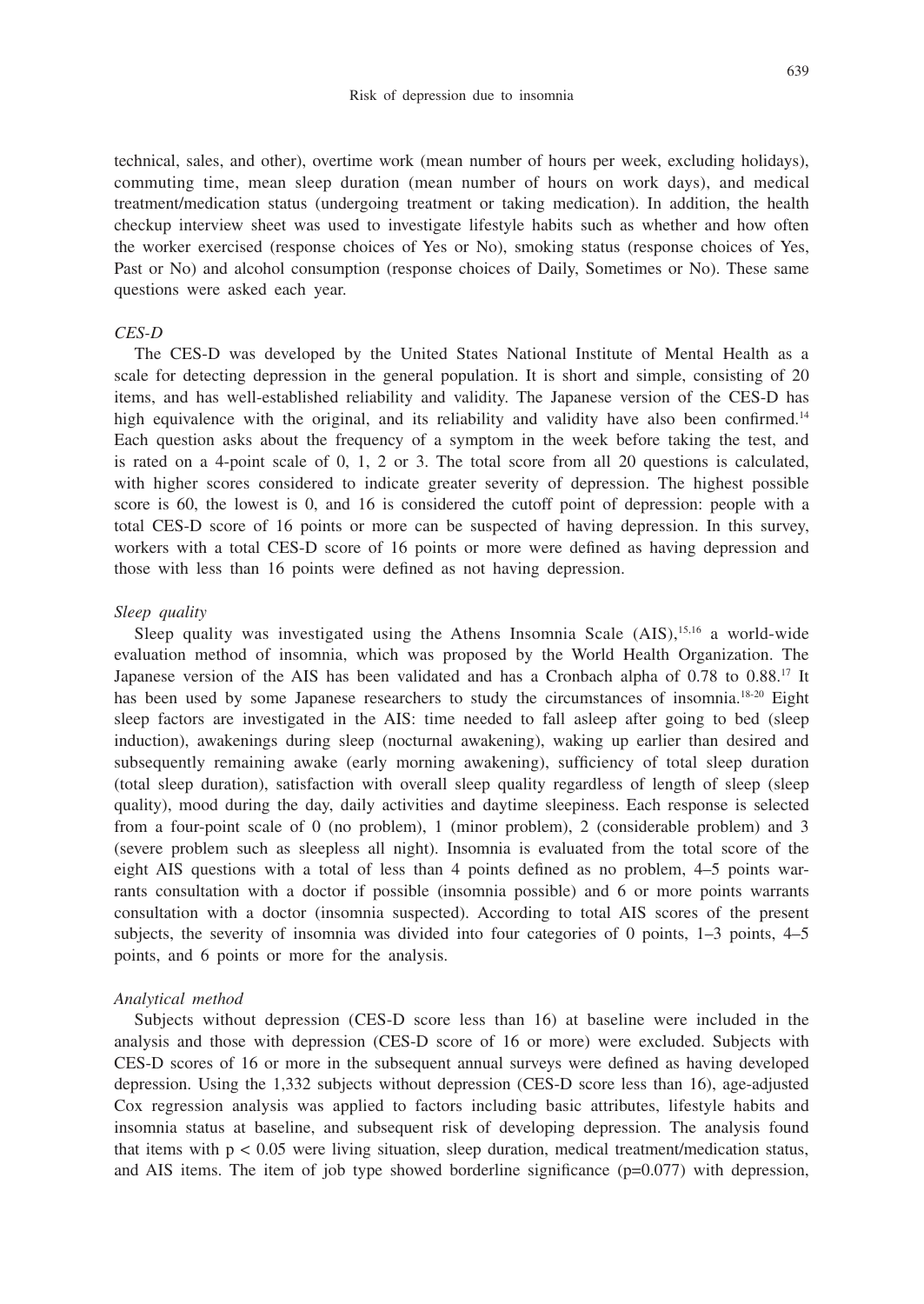technical, sales, and other), overtime work (mean number of hours per week, excluding holidays), commuting time, mean sleep duration (mean number of hours on work days), and medical treatment/medication status (undergoing treatment or taking medication). In addition, the health checkup interview sheet was used to investigate lifestyle habits such as whether and how often the worker exercised (response choices of Yes or No), smoking status (response choices of Yes, Past or No) and alcohol consumption (response choices of Daily, Sometimes or No). These same questions were asked each year.

*CES-D*

The CES-D was developed by the United States National Institute of Mental Health as a scale for detecting depression in the general population. It is short and simple, consisting of 20 items, and has well-established reliability and validity. The Japanese version of the CES-D has high equivalence with the original, and its reliability and validity have also been confirmed.[14] Each question asks about the frequency of a symptom in the week before taking the test, and is rated on a 4-point scale of 0, 1, 2 or 3. The total score from all 20 questions is calculated, with higher scores considered to indicate greater severity of depression. The highest possible score is 60, the lowest is 0, and 16 is considered the cutoff point of depression: people with a total CES-D score of 16 points or more can be suspected of having depression. In this survey, workers with a total CES-D score of 16 points or more were defined as having depression and those with less than 16 points were defined as not having depression.

*Sleep quality*

Sleep quality was investigated using the Athens Insomnia Scale (AIS),[15,16] a world-wide evaluation method of insomnia, which was proposed by the World Health Organization. The Japanese version of the AIS has been validated and has a Cronbach alpha of 0.78 to 0.88.[17] It has been used by some Japanese researchers to study the circumstances of insomnia.[18-20] Eight sleep factors are investigated in the AIS: time needed to fall asleep after going to bed (sleep induction), awakenings during sleep (nocturnal awakening), waking up earlier than desired and subsequently remaining awake (early morning awakening), sufficiency of total sleep duration (total sleep duration), satisfaction with overall sleep quality regardless of length of sleep (sleep quality), mood during the day, daily activities and daytime sleepiness. Each response is selected from a four-point scale of 0 (no problem), 1 (minor problem), 2 (considerable problem) and 3 (severe problem such as sleepless all night). Insomnia is evaluated from the total score of the eight AIS questions with a total of less than 4 points defined as no problem, 4–5 points warrants consultation with a doctor if possible (insomnia possible) and 6 or more points warrants consultation with a doctor (insomnia suspected). According to total AIS scores of the present subjects, the severity of insomnia was divided into four categories of 0 points, 1–3 points, 4–5 points, and 6 points or more for the analysis.

*Analytical method*

Subjects without depression (CES-D score less than 16) at baseline were included in the analysis and those with depression (CES-D score of 16 or more) were excluded. Subjects with CES-D scores of 16 or more in the subsequent annual surveys were defined as having developed depression. Using the 1,332 subjects without depression (CES-D score less than 16), age-adjusted Cox regression analysis was applied to factors including basic attributes, lifestyle habits and insomnia status at baseline, and subsequent risk of developing depression. The analysis found that items with $p < 0.05$ were living situation, sleep duration, medical treatment/medication status, and AIS items. The item of job type showed borderline significance ($p=0.077$) with depression,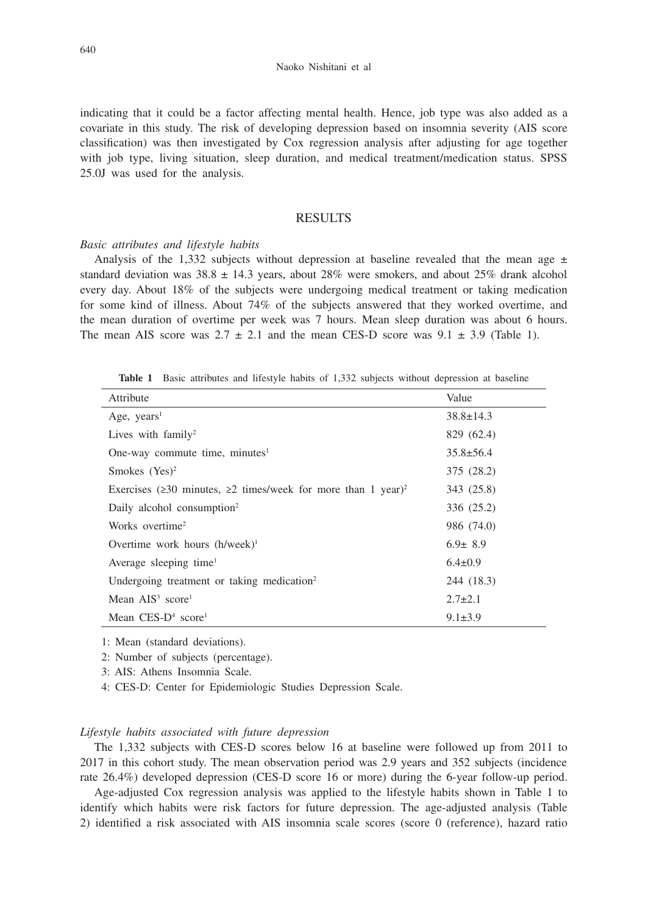indicating that it could be a factor affecting mental health. Hence, job type was also added as a covariate in this study. The risk of developing depression based on insomnia severity (AIS score classification) was then investigated by Cox regression analysis after adjusting for age together with job type, living situation, sleep duration, and medical treatment/medication status. SPSS 25.0J was used for the analysis.

## RESULTS

### *Basic attributes and lifestyle habits*

Analysis of the 1,332 subjects without depression at baseline revealed that the mean age ± standard deviation was 38.8 ± 14.3 years, about 28% were smokers, and about 25% drank alcohol every day. About 18% of the subjects were undergoing medical treatment or taking medication for some kind of illness. About 74% of the subjects answered that they worked overtime, and the mean duration of overtime per week was 7 hours. Mean sleep duration was about 6 hours. The mean AIS score was 2.7 ± 2.1 and the mean CES-D score was 9.1 ± 3.9 (Table 1).

**Table 1** Basic attributes and lifestyle habits of 1,332 subjects without depression at baseline

| Attribute | Value |
|---|---|
| Age, years[1] | 38.8±14.3 |
| Lives with family[2] | 829 (62.4) |
| One-way commute time, minutes[1] | 35.8±56.4 |
| Smokes (Yes)[2] | 375 (28.2) |
| Exercises (≥30 minutes, ≥2 times/week for more than 1 year)[2] | 343 (25.8) |
| Daily alcohol consumption[2] | 336 (25.2) |
| Works overtime[2] | 986 (74.0) |
| Overtime work hours (h/week)[1] | 6.9± 8.9 |
| Average sleeping time[1] | 6.4±0.9 |
| Undergoing treatment or taking medication[2] | 244 (18.3) |
| Mean AIS[3] score[1] | 2.7±2.1 |
| Mean CES-D[4] score[1] | 9.1±3.9 |

1: Mean (standard deviations).

2: Number of subjects (percentage).

3: AIS: Athens Insomnia Scale.

4: CES-D: Center for Epidemiologic Studies Depression Scale.

### *Lifestyle habits associated with future depression*

The 1,332 subjects with CES-D scores below 16 at baseline were followed up from 2011 to 2017 in this cohort study. The mean observation period was 2.9 years and 352 subjects (incidence rate 26.4%) developed depression (CES-D score 16 or more) during the 6-year follow-up period.

Age-adjusted Cox regression analysis was applied to the lifestyle habits shown in Table 1 to identify which habits were risk factors for future depression. The age-adjusted analysis (Table 2) identified a risk associated with AIS insomnia scale scores (score 0 (reference), hazard ratio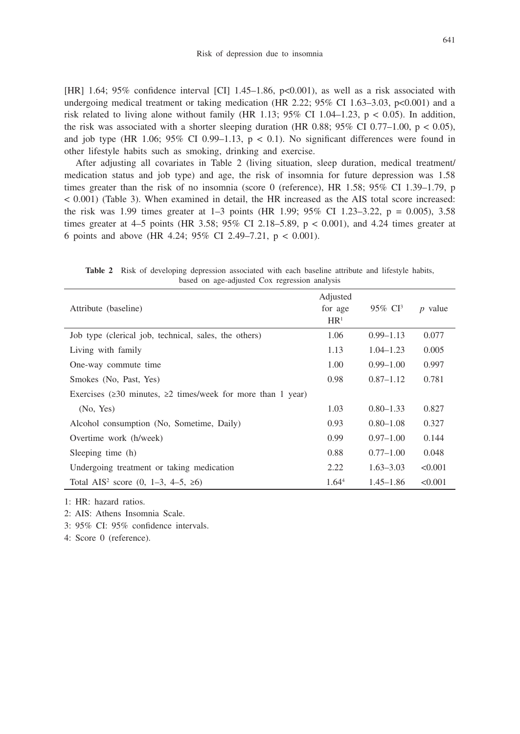[HR] 1.64; 95% confidence interval [CI] 1.45–1.86, $p<0.001$), as well as a risk associated with undergoing medical treatment or taking medication (HR 2.22; 95% CI 1.63–3.03, $p<0.001$) and a risk related to living alone without family (HR 1.13; 95% CI 1.04–1.23, $p < 0.05$). In addition, the risk was associated with a shorter sleeping duration (HR 0.88; 95% CI 0.77–1.00, $p < 0.05$), and job type (HR 1.06; 95% CI 0.99–1.13, $p < 0.1$). No significant differences were found in other lifestyle habits such as smoking, drinking and exercise.

After adjusting all covariates in Table 2 (living situation, sleep duration, medical treatment/medication status and job type) and age, the risk of insomnia for future depression was 1.58 times greater than the risk of no insomnia (score 0 (reference), HR 1.58; 95% CI 1.39–1.79, $p < 0.001$) (Table 3). When examined in detail, the HR increased as the AIS total score increased: the risk was 1.99 times greater at 1–3 points (HR 1.99; 95% CI 1.23–3.22, $p = 0.005$), 3.58 times greater at 4–5 points (HR 3.58; 95% CI 2.18–5.89, $p < 0.001$), and 4.24 times greater at 6 points and above (HR 4.24; 95% CI 2.49–7.21, $p < 0.001$).

**Table 2** Risk of developing depression associated with each baseline attribute and lifestyle habits, based on age-adjusted Cox regression analysis

| Attribute (baseline) | Adjusted for age HR[1] | 95% CI[3] | *p* value |
|---|---|---|---|
| Job type (clerical job, technical, sales, the others) | 1.06 | 0.99–1.13 | 0.077 |
| Living with family | 1.13 | 1.04–1.23 | 0.005 |
| One-way commute time | 1.00 | 0.99–1.00 | 0.997 |
| Smokes (No, Past, Yes) | 0.98 | 0.87–1.12 | 0.781 |
| Exercises (≥30 minutes, ≥2 times/week for more than 1 year) (No, Yes) | 1.03 | 0.80–1.33 | 0.827 |
| Alcohol consumption (No, Sometime, Daily) | 0.93 | 0.80–1.08 | 0.327 |
| Overtime work (h/week) | 0.99 | 0.97–1.00 | 0.144 |
| Sleeping time (h) | 0.88 | 0.77–1.00 | 0.048 |
| Undergoing treatment or taking medication | 2.22 | 1.63–3.03 | <0.001 |
| Total AIS[2] score (0, 1–3, 4–5, ≥6) | 1.64[4] | 1.45–1.86 | <0.001 |

1: HR: hazard ratios.

2: AIS: Athens Insomnia Scale.

3: 95% CI: 95% confidence intervals.

4: Score 0 (reference).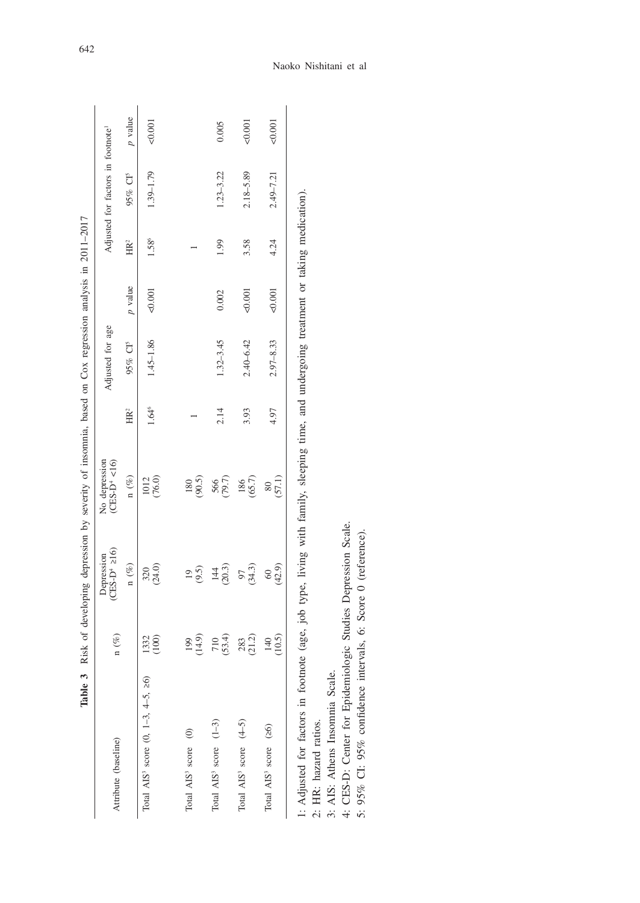**Table 3** Risk of developing depression by severity of insomnia, based on Cox regression analysis in 2011–2017

| Attribute (baseline) | n (%) | Depression (CES-D[4] ≥16) | No depression (CES-D[4] <16) | Adjusted for age | | | Adjusted for factors in footnote[1] | | |
|---|---|---|---|---|---|---|---|---|---|
| | | n (%) | n (%) | HR[2] | 95% CI[5] | *p* value | HR[2] | 95% CI[5] | *p* value |
| Total AIS[3] score (0, 1–3, 4–5, ≥6) | 1332 (100) | 320 (24.0) | 1012 (76.0) | 1.64[6] | 1.45–1.86 | <0.001 | 1.58[6] | 1.39–1.79 | <0.001 |
| Total AIS[3] score (0) | 199 (14.9) | 19 (9.5) | 180 (90.5) | 1 | | | 1 | | |
| Total AIS[3] score (1–3) | 710 (53.4) | 144 (20.3) | 566 (79.7) | 2.14 | 1.32–3.45 | 0.002 | 1.99 | 1.23–3.22 | 0.005 |
| Total AIS[3] score (4–5) | 283 (21.2) | 97 (34.3) | 186 (65.7) | 3.93 | 2.40–6.42 | <0.001 | 3.58 | 2.18–5.89 | <0.001 |
| Total AIS[3] score (≥6) | 140 (10.5) | 60 (42.9) | 80 (57.1) | 4.97 | 2.97–8.33 | <0.001 | 4.24 | 2.49–7.21 | <0.001 |

1: Adjusted for factors in footnote (age, job type, living with family, sleeping time, and undergoing treatment or taking medication).
2: HR: hazard ratios.
3: AIS: Athens Insomnia Scale.
4: CES-D: Center for Epidemiologic Studies Depression Scale.
5: 95% CI: 95% confidence intervals, 6: Score 0 (reference).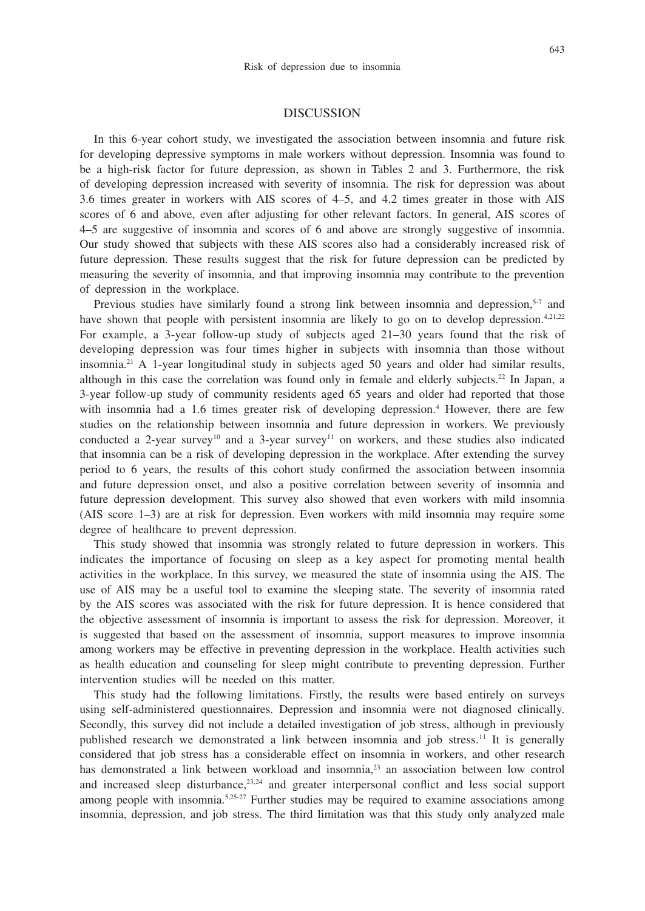## DISCUSSION

In this 6-year cohort study, we investigated the association between insomnia and future risk for developing depressive symptoms in male workers without depression. Insomnia was found to be a high-risk factor for future depression, as shown in Tables 2 and 3. Furthermore, the risk of developing depression increased with severity of insomnia. The risk for depression was about 3.6 times greater in workers with AIS scores of 4–5, and 4.2 times greater in those with AIS scores of 6 and above, even after adjusting for other relevant factors. In general, AIS scores of 4–5 are suggestive of insomnia and scores of 6 and above are strongly suggestive of insomnia. Our study showed that subjects with these AIS scores also had a considerably increased risk of future depression. These results suggest that the risk for future depression can be predicted by measuring the severity of insomnia, and that improving insomnia may contribute to the prevention of depression in the workplace.

Previous studies have similarly found a strong link between insomnia and depression,[5-7] and have shown that people with persistent insomnia are likely to go on to develop depression.[4,21,22] For example, a 3-year follow-up study of subjects aged 21–30 years found that the risk of developing depression was four times higher in subjects with insomnia than those without insomnia.[21] A 1-year longitudinal study in subjects aged 50 years and older had similar results, although in this case the correlation was found only in female and elderly subjects.[22] In Japan, a 3-year follow-up study of community residents aged 65 years and older had reported that those with insomnia had a 1.6 times greater risk of developing depression.[4] However, there are few studies on the relationship between insomnia and future depression in workers. We previously conducted a 2-year survey[10] and a 3-year survey[11] on workers, and these studies also indicated that insomnia can be a risk of developing depression in the workplace. After extending the survey period to 6 years, the results of this cohort study confirmed the association between insomnia and future depression onset, and also a positive correlation between severity of insomnia and future depression development. This survey also showed that even workers with mild insomnia (AIS score 1–3) are at risk for depression. Even workers with mild insomnia may require some degree of healthcare to prevent depression.

This study showed that insomnia was strongly related to future depression in workers. This indicates the importance of focusing on sleep as a key aspect for promoting mental health activities in the workplace. In this survey, we measured the state of insomnia using the AIS. The use of AIS may be a useful tool to examine the sleeping state. The severity of insomnia rated by the AIS scores was associated with the risk for future depression. It is hence considered that the objective assessment of insomnia is important to assess the risk for depression. Moreover, it is suggested that based on the assessment of insomnia, support measures to improve insomnia among workers may be effective in preventing depression in the workplace. Health activities such as health education and counseling for sleep might contribute to preventing depression. Further intervention studies will be needed on this matter.

This study had the following limitations. Firstly, the results were based entirely on surveys using self-administered questionnaires. Depression and insomnia were not diagnosed clinically. Secondly, this survey did not include a detailed investigation of job stress, although in previously published research we demonstrated a link between insomnia and job stress.[11] It is generally considered that job stress has a considerable effect on insomnia in workers, and other research has demonstrated a link between workload and insomnia,[23] an association between low control and increased sleep disturbance,[23,24] and greater interpersonal conflict and less social support among people with insomnia.[5,25-27] Further studies may be required to examine associations among insomnia, depression, and job stress. The third limitation was that this study only analyzed male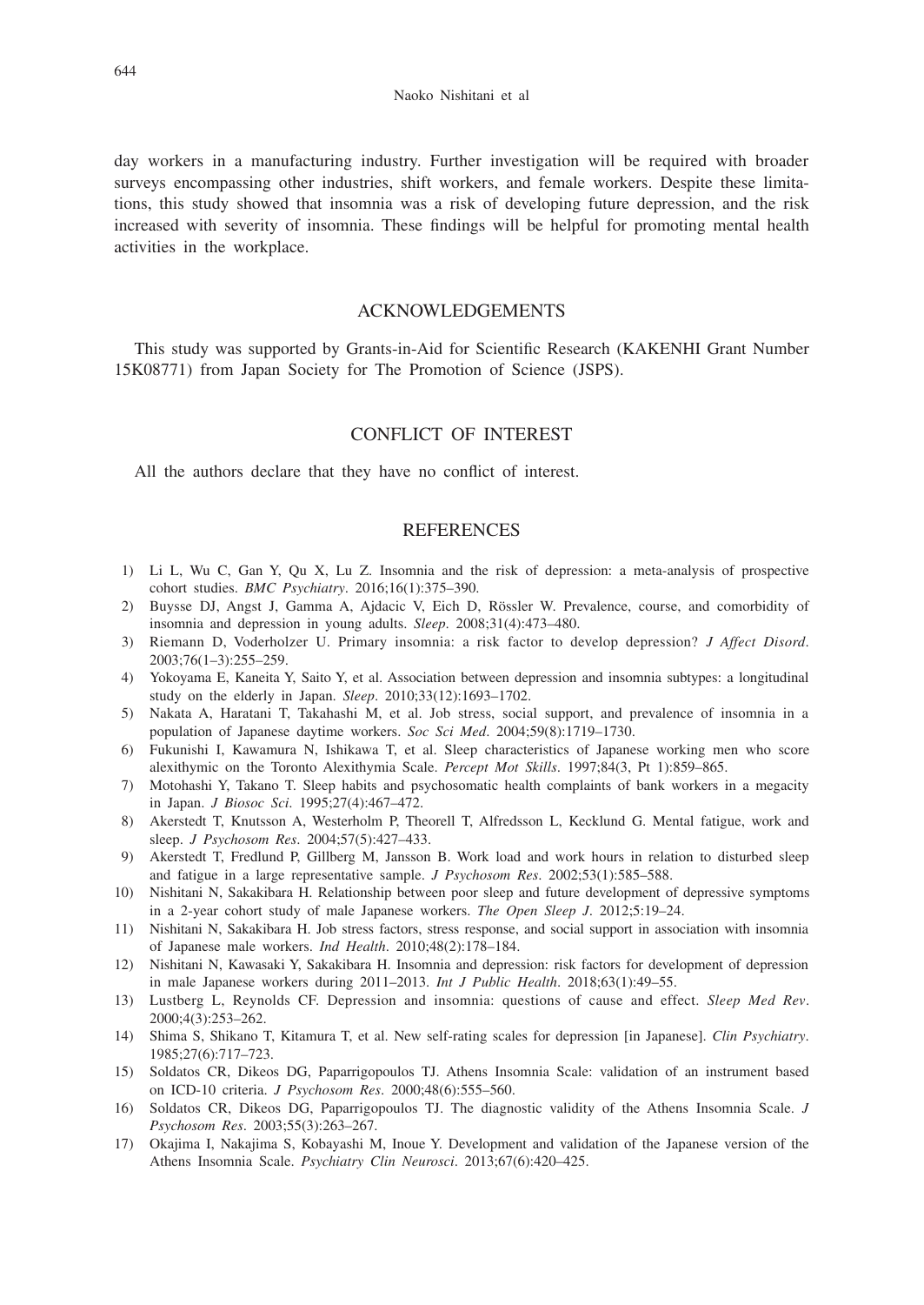day workers in a manufacturing industry. Further investigation will be required with broader surveys encompassing other industries, shift workers, and female workers. Despite these limitations, this study showed that insomnia was a risk of developing future depression, and the risk increased with severity of insomnia. These findings will be helpful for promoting mental health activities in the workplace.

## ACKNOWLEDGEMENTS

This study was supported by Grants-in-Aid for Scientific Research (KAKENHI Grant Number 15K08771) from Japan Society for The Promotion of Science (JSPS).

## CONFLICT OF INTEREST

All the authors declare that they have no conflict of interest.

## REFERENCES

1) Li L, Wu C, Gan Y, Qu X, Lu Z. Insomnia and the risk of depression: a meta-analysis of prospective cohort studies. *BMC Psychiatry*. 2016;16(1):375–390.
2) Buysse DJ, Angst J, Gamma A, Ajdacic V, Eich D, Rössler W. Prevalence, course, and comorbidity of insomnia and depression in young adults. *Sleep*. 2008;31(4):473–480.
3) Riemann D, Voderholzer U. Primary insomnia: a risk factor to develop depression? *J Affect Disord*. 2003;76(1–3):255–259.
4) Yokoyama E, Kaneita Y, Saito Y, et al. Association between depression and insomnia subtypes: a longitudinal study on the elderly in Japan. *Sleep*. 2010;33(12):1693–1702.
5) Nakata A, Haratani T, Takahashi M, et al. Job stress, social support, and prevalence of insomnia in a population of Japanese daytime workers. *Soc Sci Med*. 2004;59(8):1719–1730.
6) Fukunishi I, Kawamura N, Ishikawa T, et al. Sleep characteristics of Japanese working men who score alexithymic on the Toronto Alexithymia Scale. *Percept Mot Skills*. 1997;84(3, Pt 1):859–865.
7) Motohashi Y, Takano T. Sleep habits and psychosomatic health complaints of bank workers in a megacity in Japan. *J Biosoc Sci*. 1995;27(4):467–472.
8) Akerstedt T, Knutsson A, Westerholm P, Theorell T, Alfredsson L, Kecklund G. Mental fatigue, work and sleep. *J Psychosom Res*. 2004;57(5):427–433.
9) Akerstedt T, Fredlund P, Gillberg M, Jansson B. Work load and work hours in relation to disturbed sleep and fatigue in a large representative sample. *J Psychosom Res*. 2002;53(1):585–588.
10) Nishitani N, Sakakibara H. Relationship between poor sleep and future development of depressive symptoms in a 2-year cohort study of male Japanese workers. *The Open Sleep J*. 2012;5:19–24.
11) Nishitani N, Sakakibara H. Job stress factors, stress response, and social support in association with insomnia of Japanese male workers. *Ind Health*. 2010;48(2):178–184.
12) Nishitani N, Kawasaki Y, Sakakibara H. Insomnia and depression: risk factors for development of depression in male Japanese workers during 2011–2013. *Int J Public Health*. 2018;63(1):49–55.
13) Lustberg L, Reynolds CF. Depression and insomnia: questions of cause and effect. *Sleep Med Rev*. 2000;4(3):253–262.
14) Shima S, Shikano T, Kitamura T, et al. New self-rating scales for depression [in Japanese]. *Clin Psychiatry*. 1985;27(6):717–723.
15) Soldatos CR, Dikeos DG, Paparrigopoulos TJ. Athens Insomnia Scale: validation of an instrument based on ICD-10 criteria. *J Psychosom Res*. 2000;48(6):555–560.
16) Soldatos CR, Dikeos DG, Paparrigopoulos TJ. The diagnostic validity of the Athens Insomnia Scale. *J Psychosom Res*. 2003;55(3):263–267.
17) Okajima I, Nakajima S, Kobayashi M, Inoue Y. Development and validation of the Japanese version of the Athens Insomnia Scale. *Psychiatry Clin Neurosci*. 2013;67(6):420–425.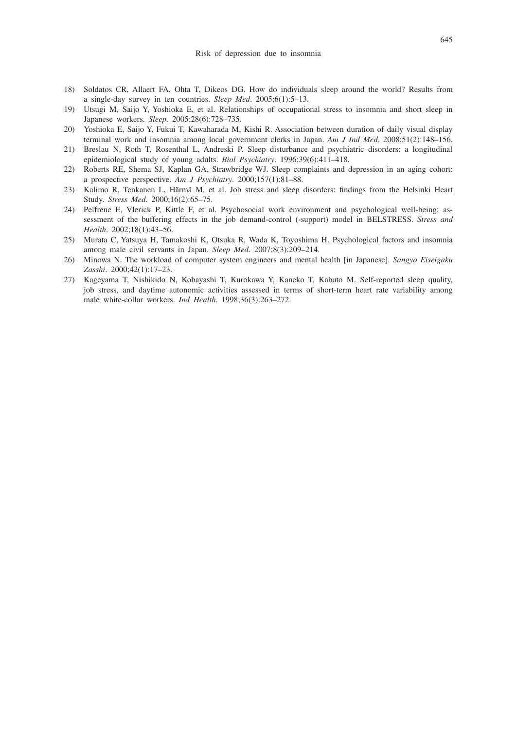18) Soldatos CR, Allaert FA, Ohta T, Dikeos DG. How do individuals sleep around the world? Results from a single-day survey in ten countries. *Sleep Med*. 2005;6(1):5–13.
19) Utsugi M, Saijo Y, Yoshioka E, et al. Relationships of occupational stress to insomnia and short sleep in Japanese workers. *Sleep*. 2005;28(6):728–735.
20) Yoshioka E, Saijo Y, Fukui T, Kawaharada M, Kishi R. Association between duration of daily visual display terminal work and insomnia among local government clerks in Japan. *Am J Ind Med*. 2008;51(2):148–156.
21) Breslau N, Roth T, Rosenthal L, Andreski P. Sleep disturbance and psychiatric disorders: a longitudinal epidemiological study of young adults. *Biol Psychiatry*. 1996;39(6):411–418.
22) Roberts RE, Shema SJ, Kaplan GA, Strawbridge WJ. Sleep complaints and depression in an aging cohort: a prospective perspective. *Am J Psychiatry*. 2000;157(1):81–88.
23) Kalimo R, Tenkanen L, Härmä M, et al. Job stress and sleep disorders: findings from the Helsinki Heart Study. *Stress Med*. 2000;16(2):65–75.
24) Pelfrene E, Vlerick P, Kittle F, et al. Psychosocial work environment and psychological well-being: assessment of the buffering effects in the job demand-control (-support) model in BELSTRESS. *Stress and Health*. 2002;18(1):43–56.
25) Murata C, Yatsuya H, Tamakoshi K, Otsuka R, Wada K, Toyoshima H. Psychological factors and insomnia among male civil servants in Japan. *Sleep Med*. 2007;8(3):209–214.
26) Minowa N. The workload of computer system engineers and mental health [in Japanese]. *Sangyo Eiseigaku Zasshi*. 2000;42(1):17–23.
27) Kageyama T, Nishikido N, Kobayashi T, Kurokawa Y, Kaneko T, Kabuto M. Self-reported sleep quality, job stress, and daytime autonomic activities assessed in terms of short-term heart rate variability among male white-collar workers. *Ind Health*. 1998;36(3):263–272.